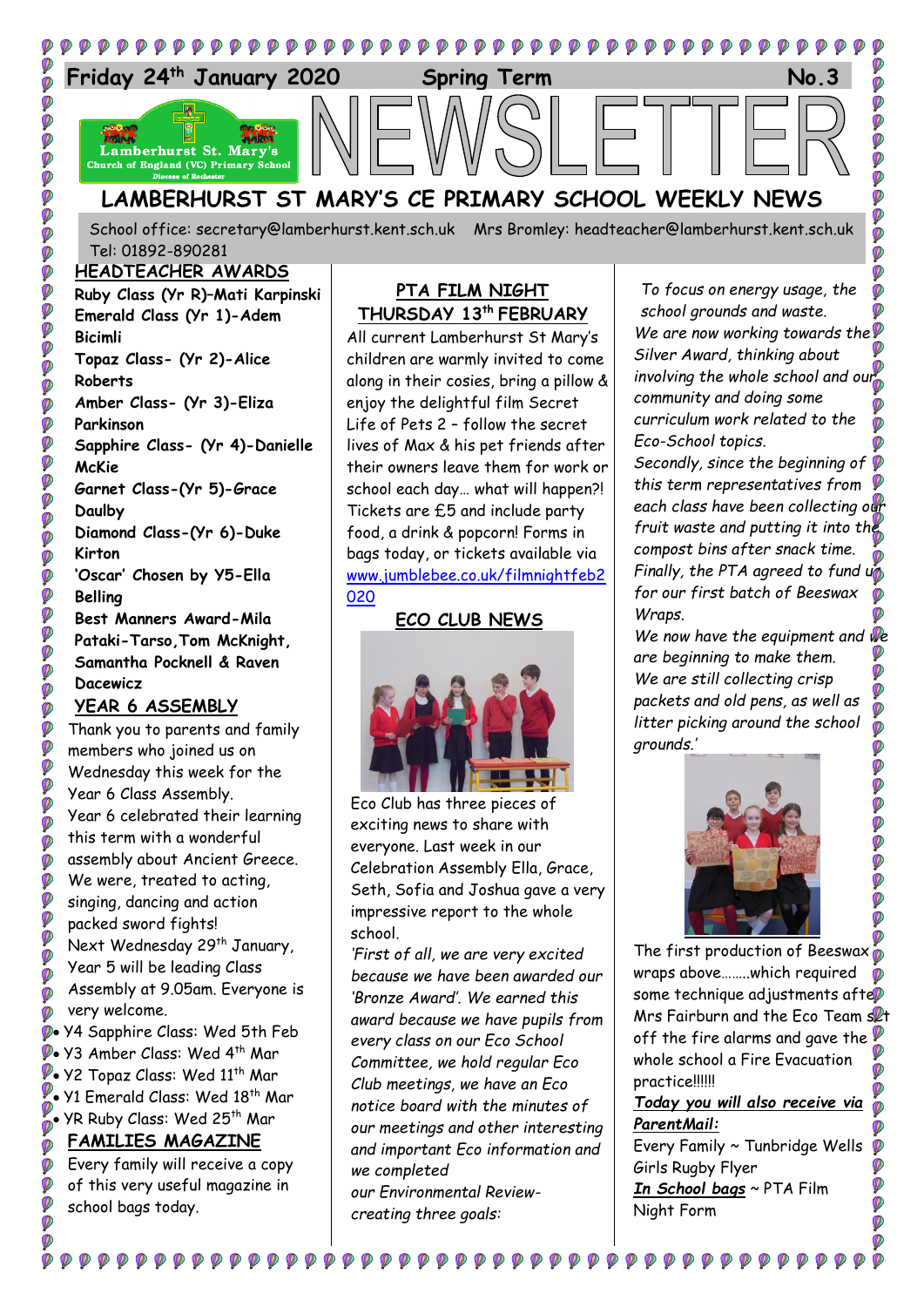Friday 24th January 2020 Spring Term No.3

# NEWSLETTER

Lamberhurst St. Mary's Church of England (VC) Primary School Diocese of Rochester

## LAMBERHURST ST MARY'S CE PRIMARY SCHOOL WEEKLY NEWS

School office: secretary@lamberhurst.kent.sch.uk Mrs Bromley: headteacher@lamberhurst.kent.sch.uk Tel: 01892-890281

### HEADTEACHER AWARDS

**Ruby Class (Yr R)–Mati Karpinski**
**Emerald Class (Yr 1)-Adem Bicimli**
**Topaz Class- (Yr 2)-Alice Roberts**
**Amber Class- (Yr 3)-Eliza Parkinson**
**Sapphire Class- (Yr 4)-Danielle McKie**
**Garnet Class-(Yr 5)-Grace Daulby**
**Diamond Class-(Yr 6)-Duke Kirton**
**'Oscar' Chosen by Y5-Ella Belling**
**Best Manners Award-Mila Pataki-Tarso, Tom McKnight, Samantha Pocknell & Raven Dacewicz**

### YEAR 6 ASSEMBLY

Thank you to parents and family members who joined us on Wednesday this week for the Year 6 Class Assembly.

Year 6 celebrated their learning this term with a wonderful assembly about Ancient Greece. We were, treated to acting, singing, dancing and action packed sword fights!

Next Wednesday 29th January, Year 5 will be leading Class Assembly at 9.05am. Everyone is very welcome.

- Y4 Sapphire Class: Wed 5th Feb
- Y3 Amber Class: Wed 4th Mar
- Y2 Topaz Class: Wed 11th Mar
- Y1 Emerald Class: Wed 18th Mar
- YR Ruby Class: Wed 25th Mar

### FAMILIES MAGAZINE

Every family will receive a copy of this very useful magazine in school bags today.

### PTA FILM NIGHT THURSDAY 13th FEBRUARY

All current Lamberhurst St Mary's children are warmly invited to come along in their cosies, bring a pillow & enjoy the delightful film Secret Life of Pets 2 - follow the secret lives of Max & his pet friends after their owners leave them for work or school each day… what will happen?! Tickets are £5 and include party food, a drink & popcorn! Forms in bags today, or tickets available via www.jumblebee.co.uk/filmnightfeb2020

### ECO CLUB NEWS

Eco Club has three pieces of exciting news to share with everyone. Last week in our Celebration Assembly Ella, Grace, Seth, Sofia and Joshua gave a very impressive report to the whole school.

*'First of all, we are very excited because we have been awarded our 'Bronze Award'. We earned this award because we have pupils from every class on our Eco School Committee, we hold regular Eco Club meetings, we have an Eco notice board with the minutes of our meetings and other interesting and important Eco information and we completed our Environmental Review- creating three goals: To focus on energy usage, the school grounds and waste.*

*We are now working towards the Silver Award, thinking about involving the whole school and our community and doing some curriculum work related to the Eco-School topics.*

*Secondly, since the beginning of this term representatives from each class have been collecting our fruit waste and putting it into the compost bins after snack time.*

*Finally, the PTA agreed to fund us for our first batch of Beeswax Wraps.*

*We now have the equipment and we are beginning to make them.*

*We are still collecting crisp packets and old pens, as well as litter picking around the school grounds.'*

The first production of Beeswax wraps above……..which required some technique adjustments after Mrs Fairburn and the Eco Team set off the fire alarms and gave the whole school a Fire Evacuation practice!!!!!!

***Today you will also receive via ParentMail:***

Every Family ~ Tunbridge Wells Girls Rugby Flyer

***In School bags*** ~ PTA Film Night Form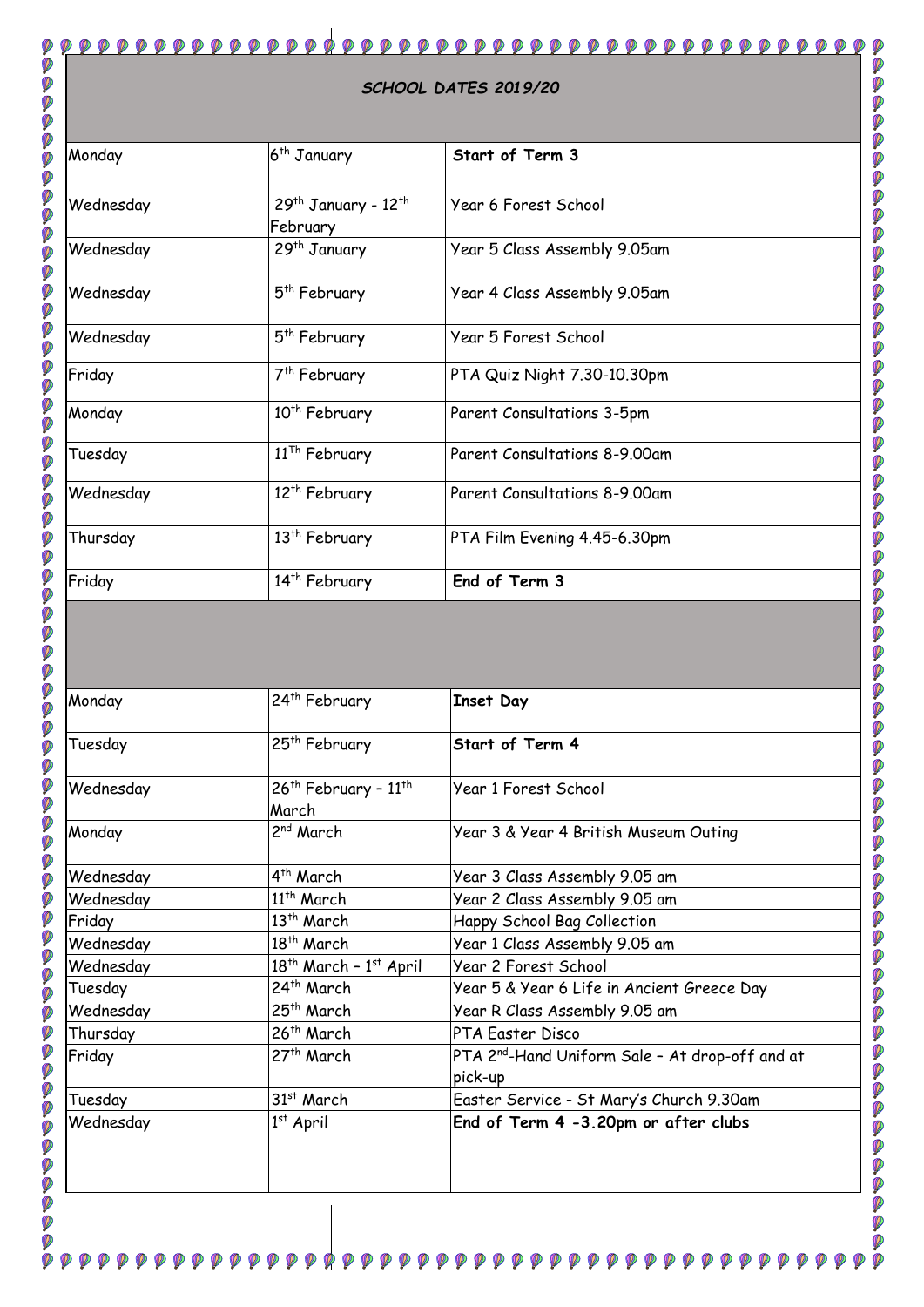| *SCHOOL DATES 2019/20* | | |
|---|---|---|
| Monday | 6th January | **Start of Term 3** |
| Wednesday | 29th January - 12th February | Year 6 Forest School |
| Wednesday | 29th January | Year 5 Class Assembly 9.05am |
| Wednesday | 5th February | Year 4 Class Assembly 9.05am |
| Wednesday | 5th February | Year 5 Forest School |
| Friday | 7th February | PTA Quiz Night 7.30-10.30pm |
| Monday | 10th February | Parent Consultations 3-5pm |
| Tuesday | 11Th February | Parent Consultations 8-9.00am |
| Wednesday | 12th February | Parent Consultations 8-9.00am |
| Thursday | 13th February | PTA Film Evening 4.45-6.30pm |
| Friday | 14th February | **End of Term 3** |
| | | |
| Monday | 24th February | **Inset Day** |
| Tuesday | 25th February | **Start of Term 4** |
| Wednesday | 26th February – 11th March | Year 1 Forest School |
| Monday | 2nd March | Year 3 & Year 4 British Museum Outing |
| Wednesday | 4th March | Year 3 Class Assembly 9.05 am |
| Wednesday | 11th March | Year 2 Class Assembly 9.05 am |
| Friday | 13th March | Happy School Bag Collection |
| Wednesday | 18th March | Year 1 Class Assembly 9.05 am |
| Wednesday | 18th March – 1st April | Year 2 Forest School |
| Tuesday | 24th March | Year 5 & Year 6 Life in Ancient Greece Day |
| Wednesday | 25th March | Year R Class Assembly 9.05 am |
| Thursday | 26th March | PTA Easter Disco |
| Friday | 27th March | PTA 2nd-Hand Uniform Sale – At drop-off and at pick-up |
| Tuesday | 31st March | Easter Service - St Mary's Church 9.30am |
| Wednesday | 1st April | **End of Term 4 -3.20pm or after clubs** |